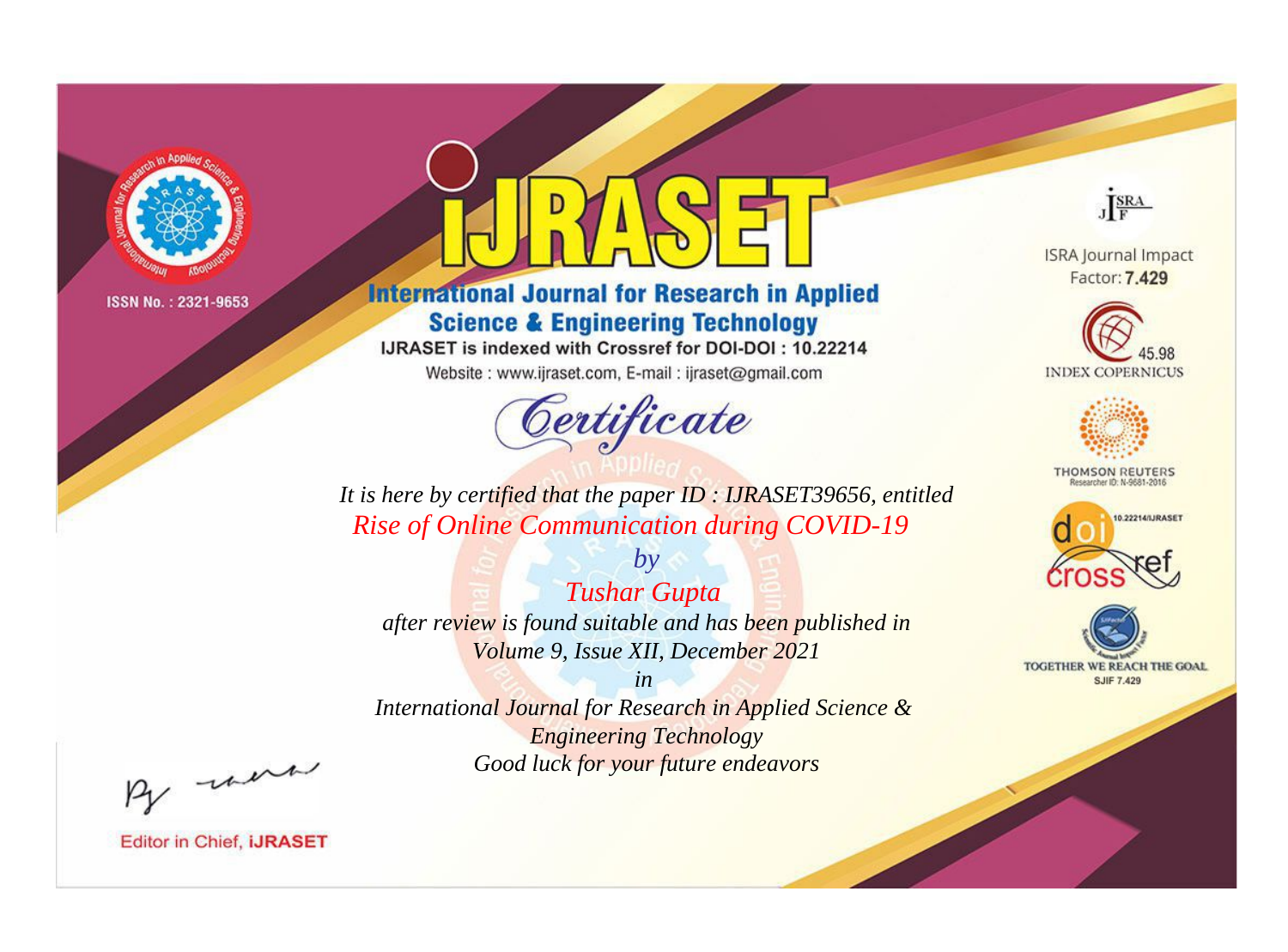ISSN No. : 2321-9653

# IJRASET

## International Journal for Research in Applied Science & Engineering Technology

IJRASET is indexed with Crossref for DOI-DOI : 10.22214

Website : www.ijraset.com, E-mail : ijraset@gmail.com

ISRA Journal Impact Factor: **7.429**

45.98 INDEX COPERNICUS

THOMSON REUTERS Researcher ID: N-9681-2016

10.22214/IJRASET

TOGETHER WE REACH THE GOAL SJIF 7.429

# *Certificate*

*It is here by certified that the paper ID : IJRASET39656, entitled*

*Rise of Online Communication during COVID-19*

*by*

*Tushar Gupta*

*after review is found suitable and has been published in*

*Volume 9, Issue XII, December 2021*

*in*

*International Journal for Research in Applied Science & Engineering Technology*

*Good luck for your future endeavors*

Editor in Chief, **iJRASET**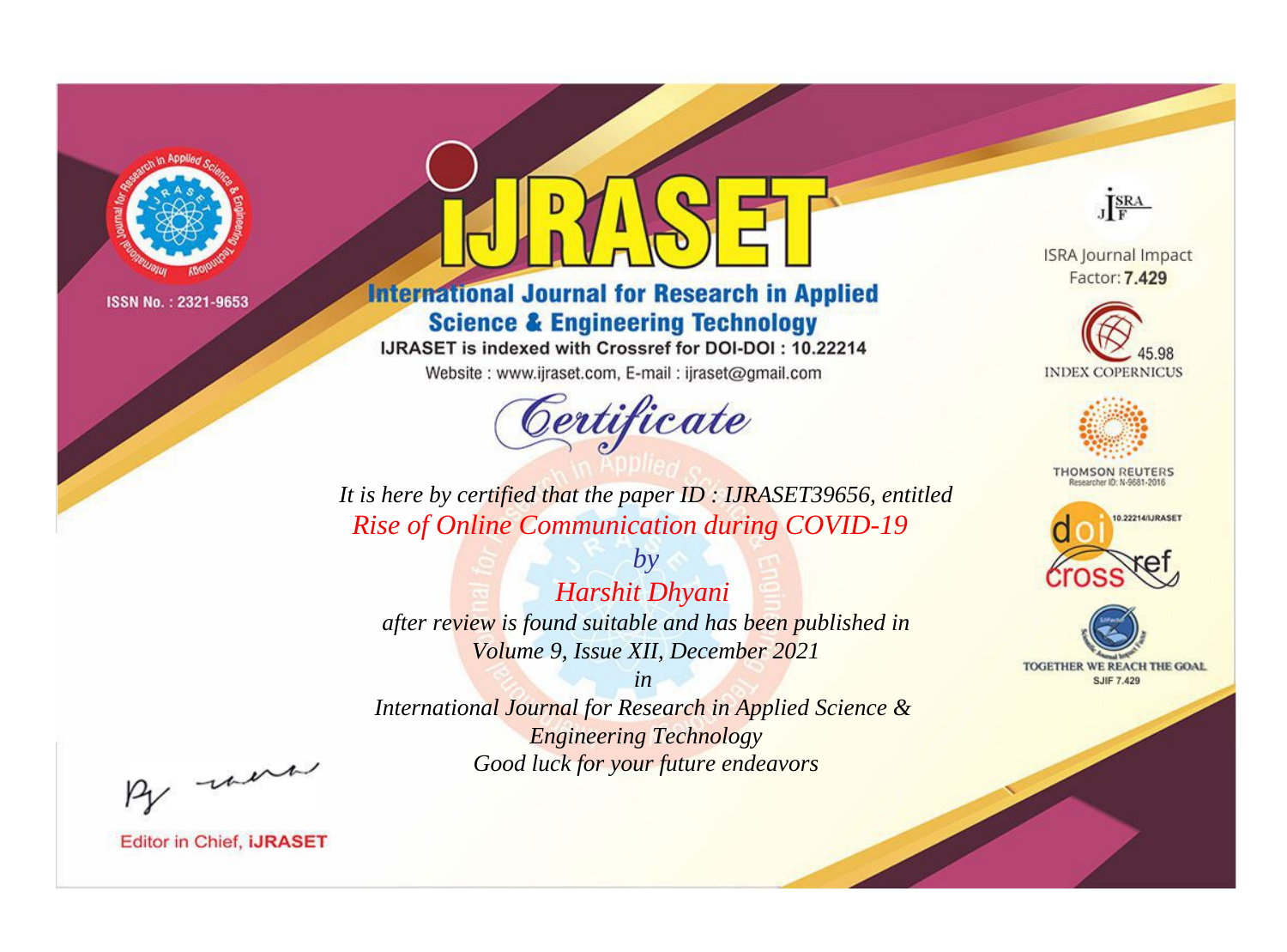ISSN No. : 2321-9653

# iJRASET

## International Journal for Research in Applied Science & Engineering Technology

IJRASET is indexed with Crossref for DOI-DOI : 10.22214

Website : www.ijraset.com, E-mail : ijraset@gmail.com

*Certificate*

*It is here by certified that the paper ID : IJRASET39656, entitled*

*Rise of Online Communication during COVID-19*

*by*

*Harshit Dhyani*

*after review is found suitable and has been published in*

*Volume 9, Issue XII, December 2021*

*in*

*International Journal for Research in Applied Science & Engineering Technology*

*Good luck for your future endeavors*

ISRA Journal Impact Factor: **7.429**

45.98 INDEX COPERNICUS

THOMSON REUTERS Researcher ID: N-9681-2016

10.22214/IJRASET

TOGETHER WE REACH THE GOAL SJIF 7.429

Editor in Chief, **iJRASET**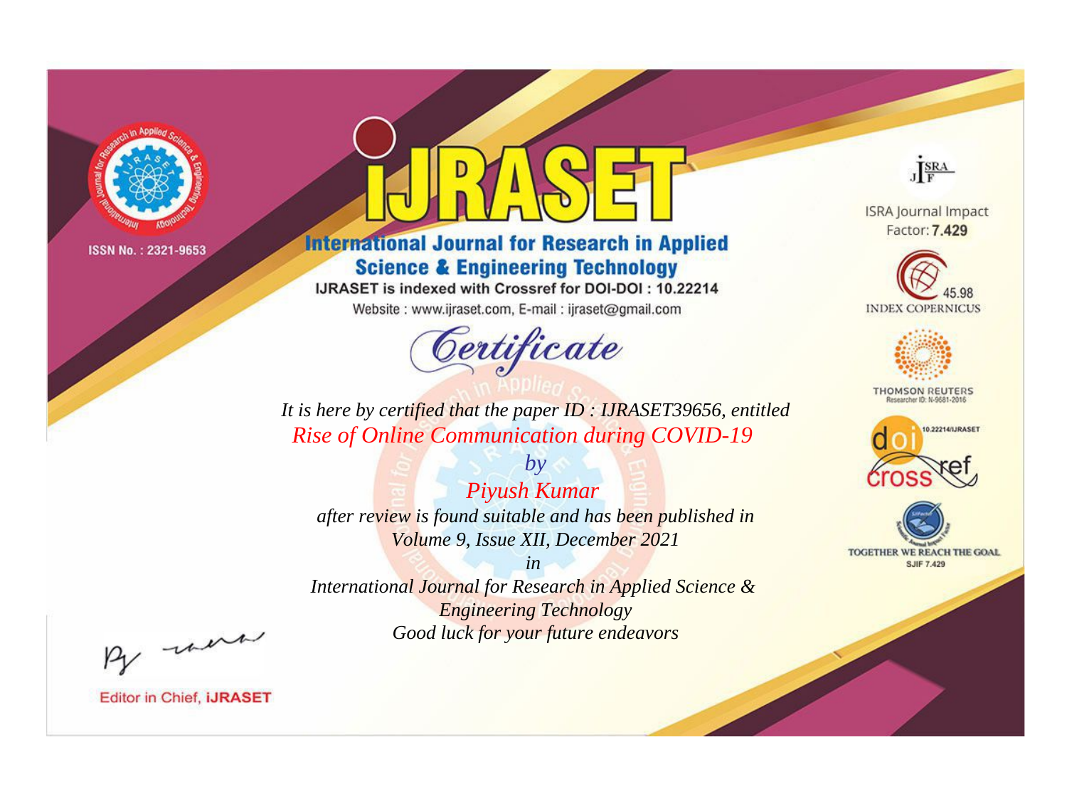ISSN No. : 2321-9653

# iJRASET

## International Journal for Research in Applied Science & Engineering Technology

IJRASET is indexed with Crossref for DOI-DOI : 10.22214

Website : www.ijraset.com, E-mail : ijraset@gmail.com

ISRA Journal Impact Factor: **7.429**

45.98 INDEX COPERNICUS

THOMSON REUTERS Researcher ID: N-9681-2016

10.22214/IJRASET

TOGETHER WE REACH THE GOAL SJIF 7.429

# *Certificate*

*It is here by certified that the paper ID : IJRASET39656, entitled*

*Rise of Online Communication during COVID-19*

*by*

*Piyush Kumar*

*after review is found suitable and has been published in*

*Volume 9, Issue XII, December 2021*

*in*

*International Journal for Research in Applied Science & Engineering Technology*

*Good luck for your future endeavors*

Editor in Chief, **iJRASET**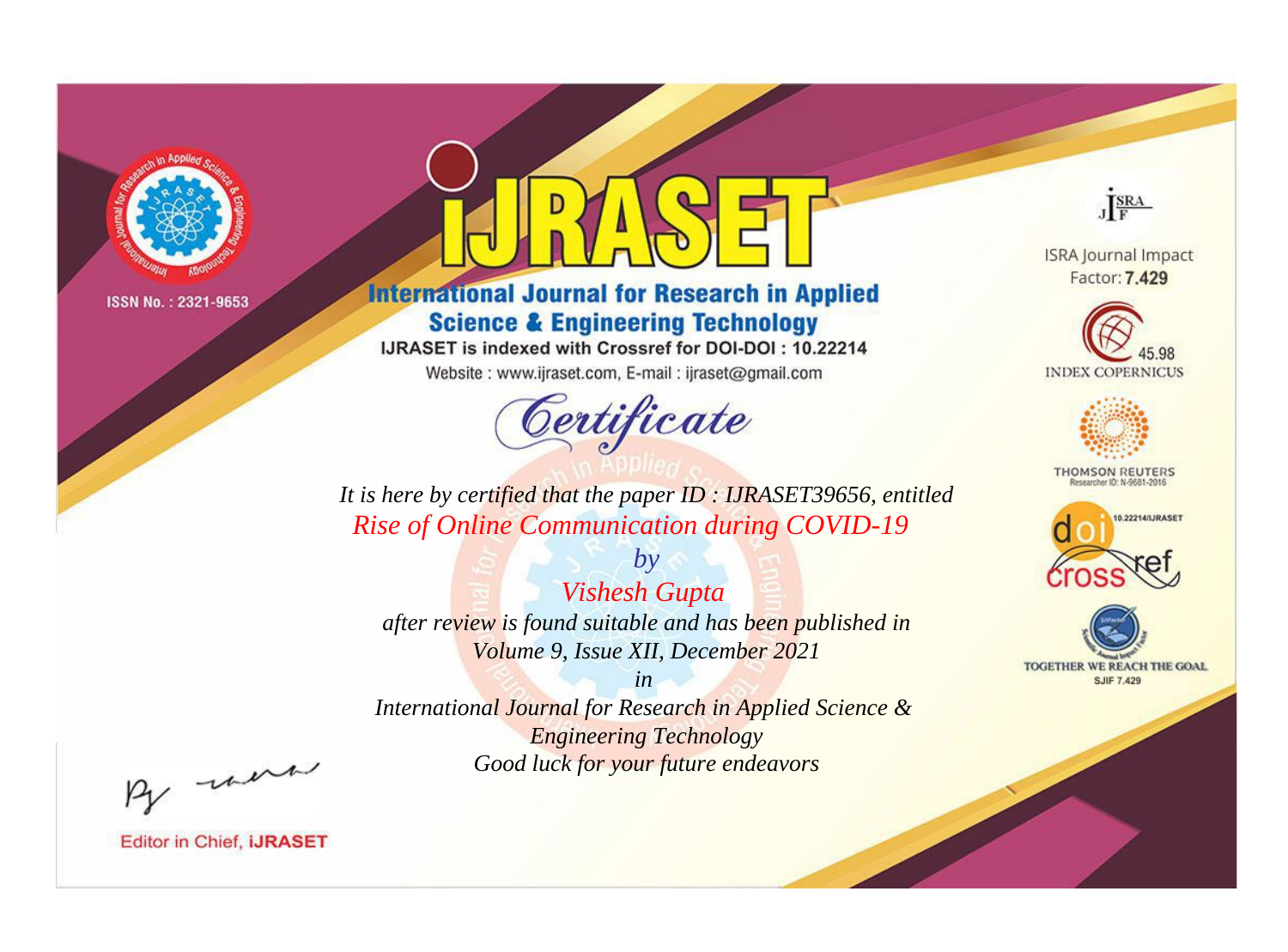ISSN No. : 2321-9653

# iJRASET

## International Journal for Research in Applied Science & Engineering Technology

IJRASET is indexed with Crossref for DOI-DOI : 10.22214

Website : www.ijraset.com, E-mail : ijraset@gmail.com

ISRA Journal Impact Factor: **7.429**

45.98 INDEX COPERNICUS

THOMSON REUTERS Researcher ID: N-9681-2016

10.22214/IJRASET

TOGETHER WE REACH THE GOAL SJIF 7.429

# *Certificate*

*It is here by certified that the paper ID : IJRASET39656, entitled*

*Rise of Online Communication during COVID-19*

*by*

*Vishesh Gupta*

*after review is found suitable and has been published in*

*Volume 9, Issue XII, December 2021*

*in*

*International Journal for Research in Applied Science & Engineering Technology*

*Good luck for your future endeavors*

Editor in Chief, **iJRASET**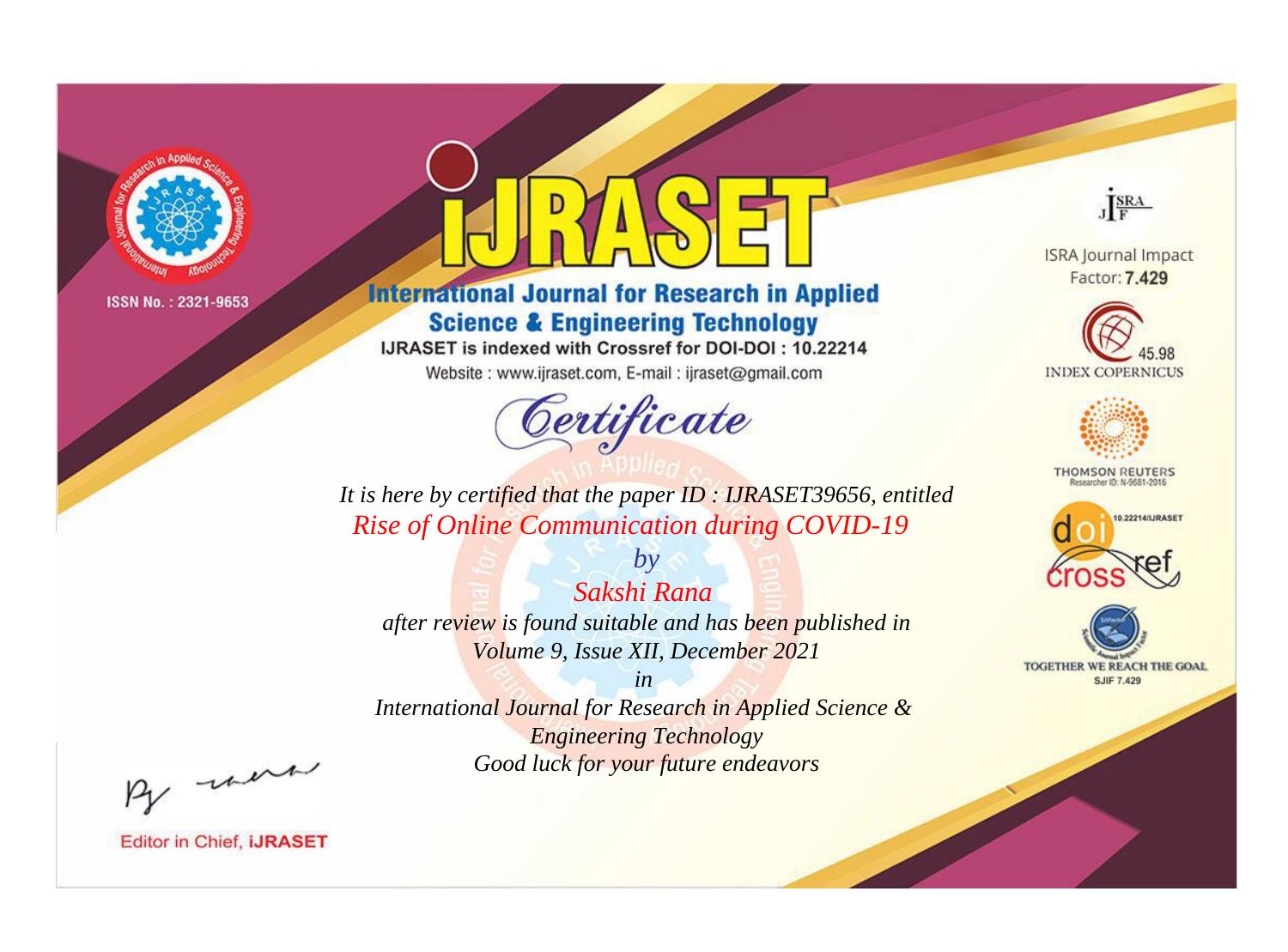ISSN No. : 2321-9653

# IJRASET

## International Journal for Research in Applied Science & Engineering Technology

IJRASET is indexed with Crossref for DOI-DOI : 10.22214

Website : www.ijraset.com, E-mail : ijraset@gmail.com

*Certificate*

*It is here by certified that the paper ID : IJRASET39656, entitled*

*Rise of Online Communication during COVID-19*

*by*

*Sakshi Rana*

*after review is found suitable and has been published in*

*Volume 9, Issue XII, December 2021*

*in*

*International Journal for Research in Applied Science & Engineering Technology*

*Good luck for your future endeavors*

ISRA Journal Impact Factor: **7.429**

45.98 INDEX COPERNICUS

THOMSON REUTERS Researcher ID: N-9681-2016

10.22214/IJRASET

TOGETHER WE REACH THE GOAL SJIF 7.429

Editor in Chief, **iJRASET**